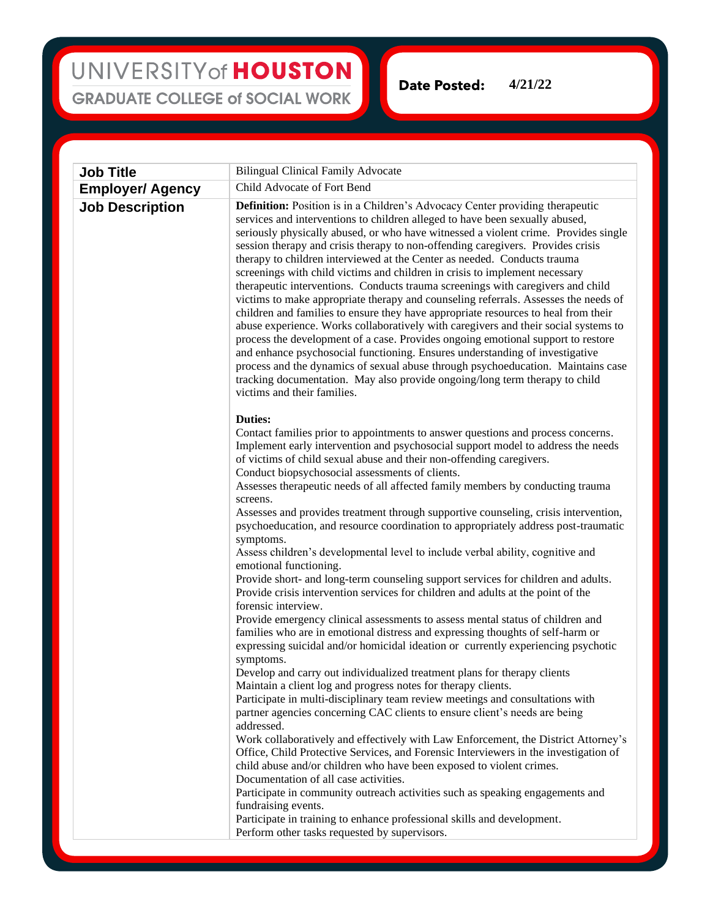UNIVERSITY of HOUSTON
GRADUATE COLLEGE of SOCIAL WORK

**Date Posted:** 4/21/22

| | |
|---|---|
| **Job Title** | Bilingual Clinical Family Advocate |
| **Employer/ Agency** | Child Advocate of Fort Bend |
| **Job Description** | **Definition:** Position is in a Children's Advocacy Center providing therapeutic services and interventions to children alleged to have been sexually abused, seriously physically abused, or who have witnessed a violent crime. Provides single session therapy and crisis therapy to non-offending caregivers. Provides crisis therapy to children interviewed at the Center as needed. Conducts trauma screenings with child victims and children in crisis to implement necessary therapeutic interventions. Conducts trauma screenings with caregivers and child victims to make appropriate therapy and counseling referrals. Assesses the needs of children and families to ensure they have appropriate resources to heal from their abuse experience. Works collaboratively with caregivers and their social systems to process the development of a case. Provides ongoing emotional support to restore and enhance psychosocial functioning. Ensures understanding of investigative process and the dynamics of sexual abuse through psychoeducation. Maintains case tracking documentation. May also provide ongoing/long term therapy to child victims and their families.<br><br>**Duties:**<br>Contact families prior to appointments to answer questions and process concerns.<br>Implement early intervention and psychosocial support model to address the needs of victims of child sexual abuse and their non-offending caregivers.<br>Conduct biopsychosocial assessments of clients.<br>Assesses therapeutic needs of all affected family members by conducting trauma screens.<br>Assesses and provides treatment through supportive counseling, crisis intervention, psychoeducation, and resource coordination to appropriately address post-traumatic symptoms.<br>Assess children's developmental level to include verbal ability, cognitive and emotional functioning.<br>Provide short- and long-term counseling support services for children and adults.<br>Provide crisis intervention services for children and adults at the point of the forensic interview.<br>Provide emergency clinical assessments to assess mental status of children and families who are in emotional distress and expressing thoughts of self-harm or expressing suicidal and/or homicidal ideation or currently experiencing psychotic symptoms.<br>Develop and carry out individualized treatment plans for therapy clients<br>Maintain a client log and progress notes for therapy clients.<br>Participate in multi-disciplinary team review meetings and consultations with partner agencies concerning CAC clients to ensure client's needs are being addressed.<br>Work collaboratively and effectively with Law Enforcement, the District Attorney's Office, Child Protective Services, and Forensic Interviewers in the investigation of child abuse and/or children who have been exposed to violent crimes.<br>Documentation of all case activities.<br>Participate in community outreach activities such as speaking engagements and fundraising events.<br>Participate in training to enhance professional skills and development.<br>Perform other tasks requested by supervisors. |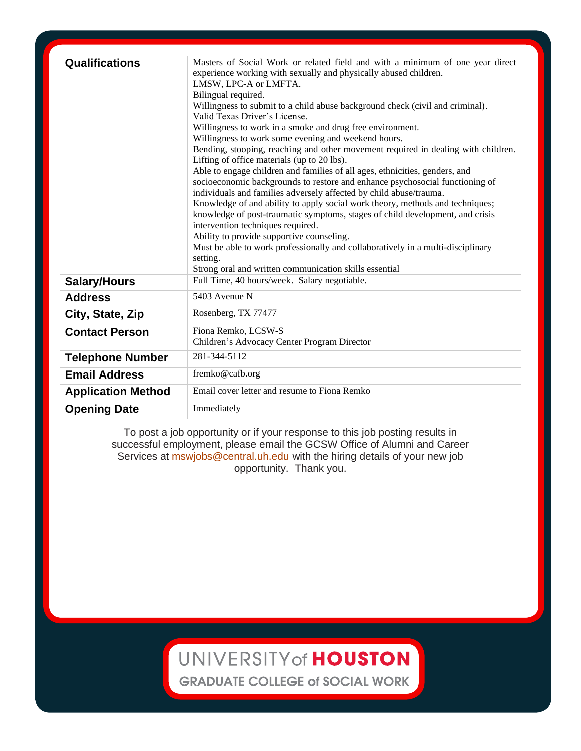| | |
|---|---|
| **Qualifications** | Masters of Social Work or related field and with a minimum of one year direct experience working with sexually and physically abused children.<br>LMSW, LPC-A or LMFTA.<br>Bilingual required.<br>Willingness to submit to a child abuse background check (civil and criminal).<br>Valid Texas Driver's License.<br>Willingness to work in a smoke and drug free environment.<br>Willingness to work some evening and weekend hours.<br>Bending, stooping, reaching and other movement required in dealing with children.<br>Lifting of office materials (up to 20 lbs).<br>Able to engage children and families of all ages, ethnicities, genders, and socioeconomic backgrounds to restore and enhance psychosocial functioning of individuals and families adversely affected by child abuse/trauma.<br>Knowledge of and ability to apply social work theory, methods and techniques; knowledge of post-traumatic symptoms, stages of child development, and crisis intervention techniques required.<br>Ability to provide supportive counseling.<br>Must be able to work professionally and collaboratively in a multi-disciplinary setting.<br>Strong oral and written communication skills essential |
| **Salary/Hours** | Full Time, 40 hours/week. Salary negotiable. |
| **Address** | 5403 Avenue N |
| **City, State, Zip** | Rosenberg, TX 77477 |
| **Contact Person** | Fiona Remko, LCSW-S<br>Children's Advocacy Center Program Director |
| **Telephone Number** | 281-344-5112 |
| **Email Address** | fremko@cafb.org |
| **Application Method** | Email cover letter and resume to Fiona Remko |
| **Opening Date** | Immediately |

To post a job opportunity or if your response to this job posting results in successful employment, please email the GCSW Office of Alumni and Career Services at mswjobs@central.uh.edu with the hiring details of your new job opportunity. Thank you.

UNIVERSITY of HOUSTON
GRADUATE COLLEGE of SOCIAL WORK